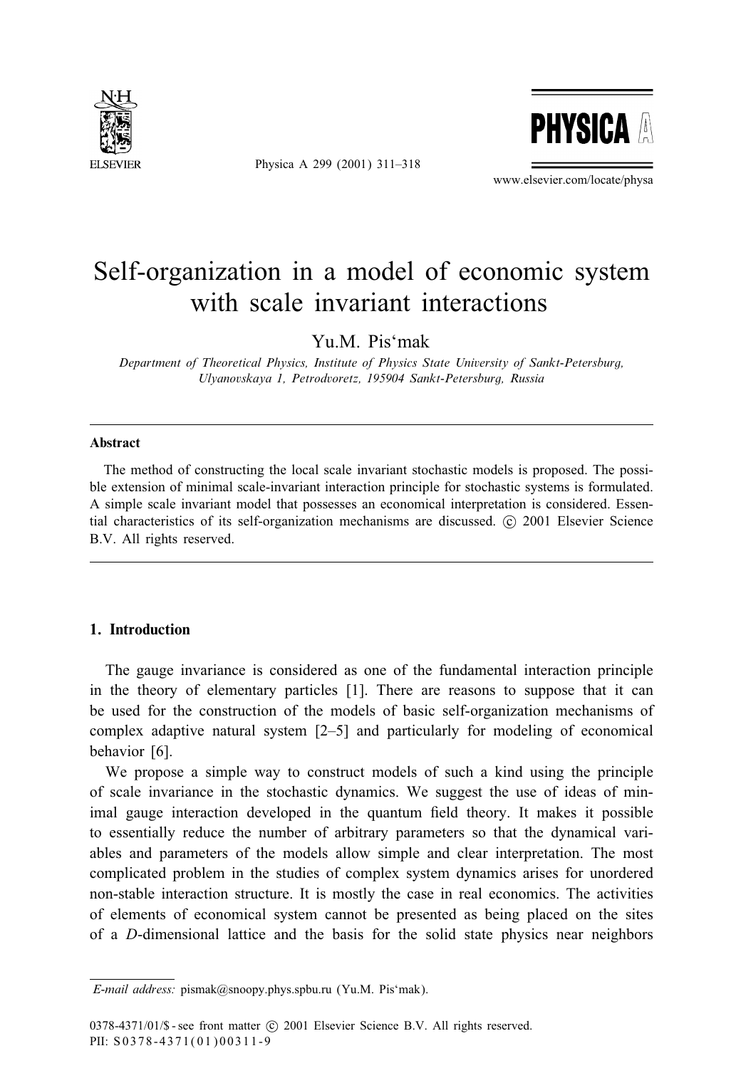# Self-organization in a model of economic system with scale invariant interactions

Yu.M. Pis'mak

*Department of Theoretical Physics, Institute of Physics State University of Sankt-Petersburg, Ulyanovskaya 1, Petrodvoretz, 195904 Sankt-Petersburg, Russia*

## Abstract

The method of constructing the local scale invariant stochastic models is proposed. The possible extension of minimal scale-invariant interaction principle for stochastic systems is formulated. A simple scale invariant model that possesses an economical interpretation is considered. Essential characteristics of its self-organization mechanisms are discussed. © 2001 Elsevier Science B.V. All rights reserved.

## 1. Introduction

The gauge invariance is considered as one of the fundamental interaction principle in the theory of elementary particles [1]. There are reasons to suppose that it can be used for the construction of the models of basic self-organization mechanisms of complex adaptive natural system [2–5] and particularly for modeling of economical behavior [6].

We propose a simple way to construct models of such a kind using the principle of scale invariance in the stochastic dynamics. We suggest the use of ideas of minimal gauge interaction developed in the quantum field theory. It makes it possible to essentially reduce the number of arbitrary parameters so that the dynamical variables and parameters of the models allow simple and clear interpretation. The most complicated problem in the studies of complex system dynamics arises for unordered non-stable interaction structure. It is mostly the case in real economics. The activities of elements of economical system cannot be presented as being placed on the sites of a $D$-dimensional lattice and the basis for the solid state physics near neighbors

*E-mail address:* pismak@snoopy.phys.spbu.ru (Yu.M. Pis'mak).

0378-4371/01/$ - see front matter © 2001 Elsevier Science B.V. All rights reserved.
PII: S0378-4371(01)00311-9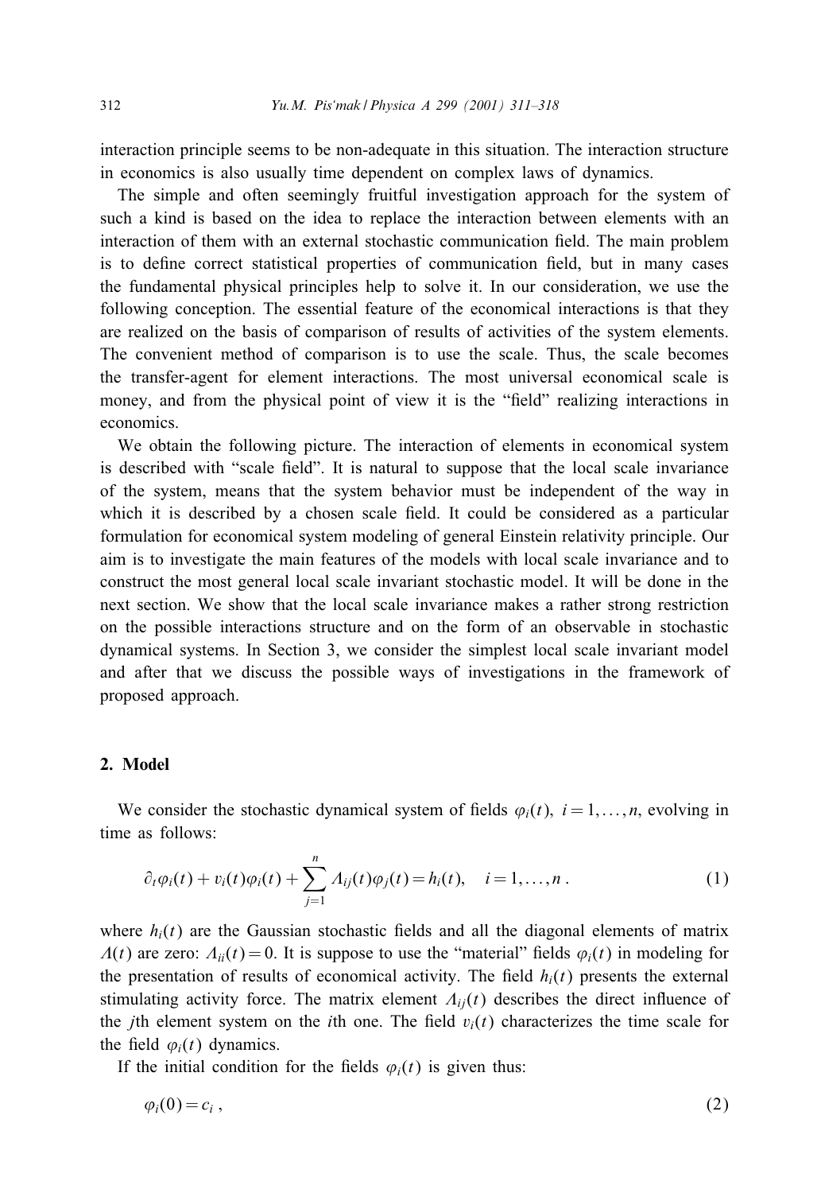interaction principle seems to be non-adequate in this situation. The interaction structure in economics is also usually time dependent on complex laws of dynamics.

The simple and often seemingly fruitful investigation approach for the system of such a kind is based on the idea to replace the interaction between elements with an interaction of them with an external stochastic communication field. The main problem is to define correct statistical properties of communication field, but in many cases the fundamental physical principles help to solve it. In our consideration, we use the following conception. The essential feature of the economical interactions is that they are realized on the basis of comparison of results of activities of the system elements. The convenient method of comparison is to use the scale. Thus, the scale becomes the transfer-agent for element interactions. The most universal economical scale is money, and from the physical point of view it is the "field" realizing interactions in economics.

We obtain the following picture. The interaction of elements in economical system is described with "scale field". It is natural to suppose that the local scale invariance of the system, means that the system behavior must be independent of the way in which it is described by a chosen scale field. It could be considered as a particular formulation for economical system modeling of general Einstein relativity principle. Our aim is to investigate the main features of the models with local scale invariance and to construct the most general local scale invariant stochastic model. It will be done in the next section. We show that the local scale invariance makes a rather strong restriction on the possible interactions structure and on the form of an observable in stochastic dynamical systems. In Section 3, we consider the simplest local scale invariant model and after that we discuss the possible ways of investigations in the framework of proposed approach.

## 2. Model

We consider the stochastic dynamical system of fields $\varphi_i(t),\ i = 1,\dots,n$, evolving in time as follows:

$$\partial_t\varphi_i(t) + v_i(t)\varphi_i(t) + \sum_{j=1}^{n} \Lambda_{ij}(t)\varphi_j(t) = h_i(t), \quad i = 1,\dots,n\,. \tag{1}$$

where $h_i(t)$ are the Gaussian stochastic fields and all the diagonal elements of matrix $\Lambda(t)$ are zero: $\Lambda_{ii}(t) = 0$. It is suppose to use the "material" fields $\varphi_i(t)$ in modeling for the presentation of results of economical activity. The field $h_i(t)$ presents the external stimulating activity force. The matrix element $\Lambda_{ij}(t)$ describes the direct influence of the $j$th element system on the $i$th one. The field $v_i(t)$ characterizes the time scale for the field $\varphi_i(t)$ dynamics.

If the initial condition for the fields $\varphi_i(t)$ is given thus:

$$\varphi_i(0) = c_i\,, \tag{2}$$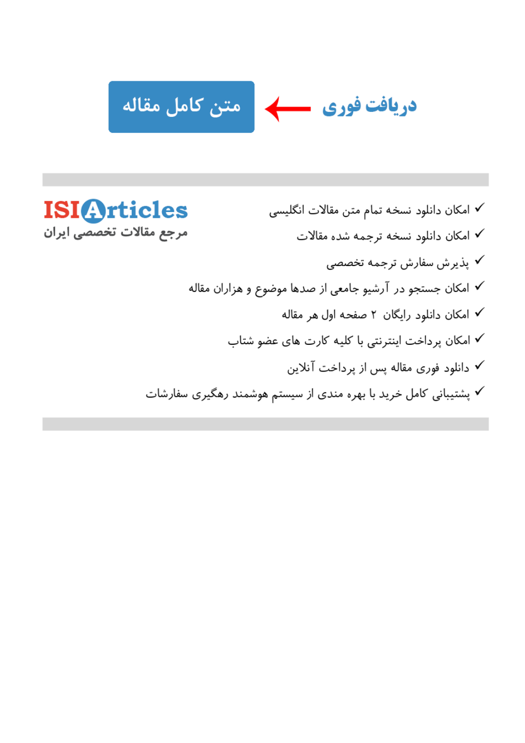دریافت فوری ← **متن کامل مقاله**

**ISIArticles**
مرجع مقالات تخصصی ایران

- ✓ امکان دانلود نسخه تمام متن مقالات انگلیسی
- ✓ امکان دانلود نسخه ترجمه شده مقالات
- ✓ پذیرش سفارش ترجمه تخصصی
- ✓ امکان جستجو در آرشیو جامعی از صدها موضوع و هزاران مقاله
- ✓ امکان دانلود رایگان ۲ صفحه اول هر مقاله
- ✓ امکان پرداخت اینترنتی با کلیه کارت های عضو شتاب
- ✓ دانلود فوری مقاله پس از پرداخت آنلاین
- ✓ پشتیبانی کامل خرید با بهره مندی از سیستم هوشمند رهگیری سفارشات